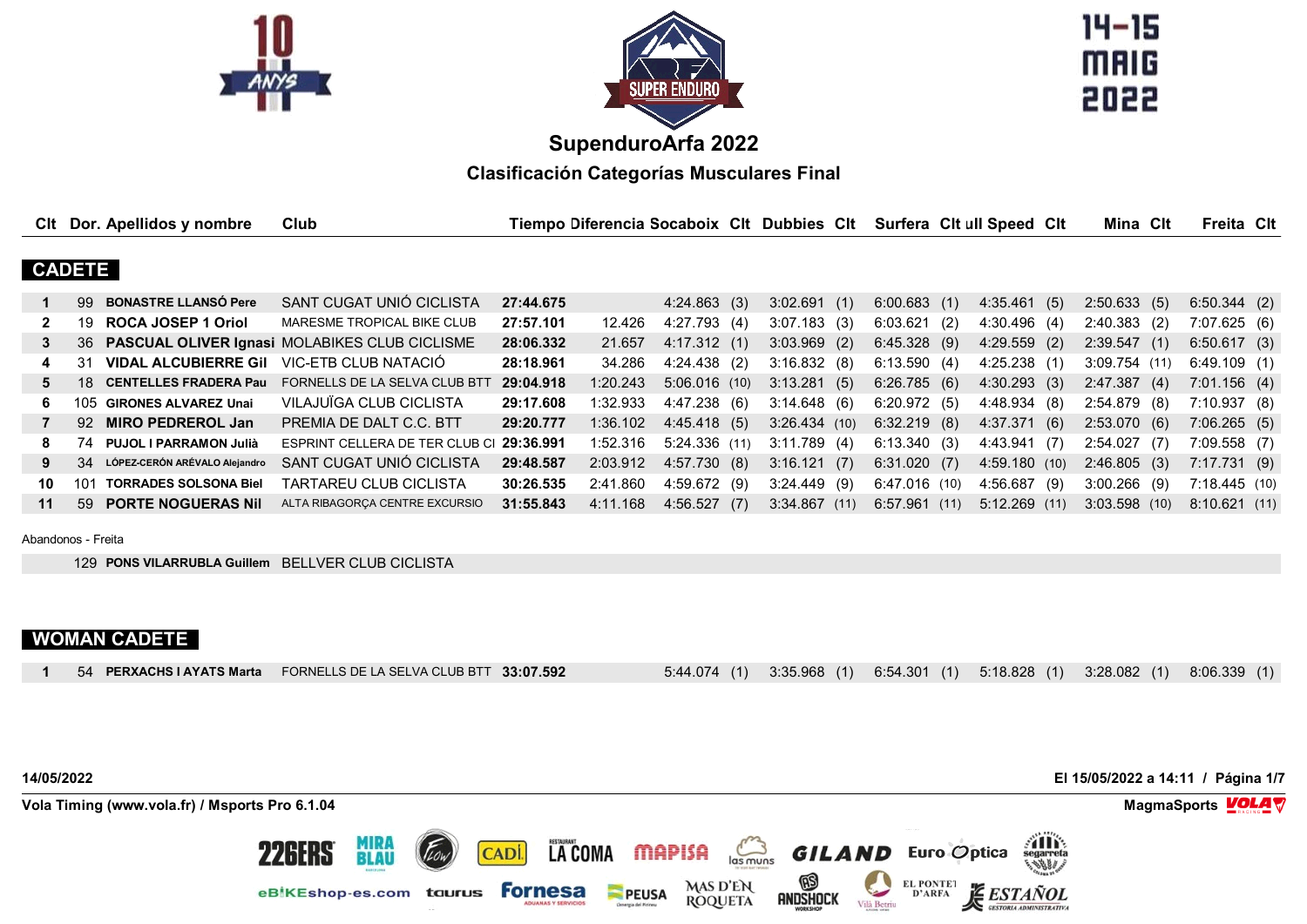14-15 MAIG 2022

# SupendurоArfa 2022

## Clasificación Categorías Musculares Final

### CADETE

| Clt | Dor. | Apellidos y nombre | Club | Tiempo | Diferencia | Socaboix | Clt | Dubbies | Clt | Surfera | Clt | ull Speed | Clt | Mina | Clt | Freita | Clt |
|---|---|---|---|---|---|---|---|---|---|---|---|---|---|---|---|---|---|
| 1 | 99 | **BONASTRE LLANSÓ Pere** | SANT CUGAT UNIÓ CICLISTA | **27:44.675** | | 4:24.863 | (3) | 3:02.691 | (1) | 6:00.683 | (1) | 4:35.461 | (5) | 2:50.633 | (5) | 6:50.344 | (2) |
| 2 | 19 | **ROCA JOSEP 1 Oriol** | MARESME TROPICAL BIKE CLUB | **27:57.101** | 12.426 | 4:27.793 | (4) | 3:07.183 | (3) | 6:03.621 | (2) | 4:30.496 | (4) | 2:40.383 | (2) | 7:07.625 | (6) |
| 3 | 36 | **PASCUAL OLIVER Ignasi** | MOLABIKES CLUB CICLISME | **28:06.332** | 21.657 | 4:17.312 | (1) | 3:03.969 | (2) | 6:45.328 | (9) | 4:29.559 | (2) | 2:39.547 | (1) | 6:50.617 | (3) |
| 4 | 31 | **VIDAL ALCUBIERRE Gil** | VIC-ETB CLUB NATACIÓ | **28:18.961** | 34.286 | 4:24.438 | (2) | 3:16.832 | (8) | 6:13.590 | (4) | 4:25.238 | (1) | 3:09.754 | (11) | 6:49.109 | (1) |
| 5 | 18 | **CENTELLES FRADERA Pau** | FORNELLS DE LA SELVA CLUB BTT | **29:04.918** | 1:20.243 | 5:06.016 | (10) | 3:13.281 | (5) | 6:26.785 | (6) | 4:30.293 | (3) | 2:47.387 | (4) | 7:01.156 | (4) |
| 6 | 105 | **GIRONES ALVAREZ Unai** | VILAJUÏGA CLUB CICLISTA | **29:17.608** | 1:32.933 | 4:47.238 | (6) | 3:14.648 | (6) | 6:20.972 | (5) | 4:48.934 | (8) | 2:54.879 | (8) | 7:10.937 | (8) |
| 7 | 92 | **MIRO PEDREROL Jan** | PREMIA DE DALT C.C. BTT | **29:20.777** | 1:36.102 | 4:45.418 | (5) | 3:26.434 | (10) | 6:32.219 | (8) | 4:37.371 | (6) | 2:53.070 | (6) | 7:06.265 | (5) |
| 8 | 74 | **PUJOL I PARRAMON Julià** | ESPRINT CELLERA DE TER CLUB CI | **29:36.991** | 1:52.316 | 5:24.336 | (11) | 3:11.789 | (4) | 6:13.340 | (3) | 4:43.941 | (7) | 2:54.027 | (7) | 7:09.558 | (7) |
| 9 | 34 | **LÓPEZ-CERÓN ARÉVALO Alejandro** | SANT CUGAT UNIÓ CICLISTA | **29:48.587** | 2:03.912 | 4:57.730 | (8) | 3:16.121 | (7) | 6:31.020 | (7) | 4:59.180 | (10) | 2:46.805 | (3) | 7:17.731 | (9) |
| 10 | 101 | **TORRADES SOLSONA Biel** | TARTAREU CLUB CICLISTA | **30:26.535** | 2:41.860 | 4:59.672 | (9) | 3:24.449 | (9) | 6:47.016 | (10) | 4:56.687 | (9) | 3:00.266 | (9) | 7:18.445 | (10) |
| 11 | 59 | **PORTE NOGUERAS Nil** | ALTA RIBAGORÇA CENTRE EXCURSIO | **31:55.843** | 4:11.168 | 4:56.527 | (7) | 3:34.867 | (11) | 6:57.961 | (11) | 5:12.269 | (11) | 3:03.598 | (10) | 8:10.621 | (11) |

Abandonos - Freita

| Dor. | Apellidos y nombre | Club |
|---|---|---|
| 129 | **PONS VILARRUBLA Guillem** | BELLVER CLUB CICLISTA |

### WOMAN CADETE

| Clt | Dor. | Apellidos y nombre | Club | Tiempo | Diferencia | Socaboix | Clt | Dubbies | Clt | Surfera | Clt | ull Speed | Clt | Mina | Clt | Freita | Clt |
|---|---|---|---|---|---|---|---|---|---|---|---|---|---|---|---|---|---|
| 1 | 54 | **PERXACHS I AYATS Marta** | FORNELLS DE LA SELVA CLUB BTT | **33:07.592** | | 5:44.074 | (1) | 3:35.968 | (1) | 6:54.301 | (1) | 5:18.828 | (1) | 3:28.082 | (1) | 8:06.339 | (1) |

**14/05/2022** — **El 15/05/2022 a 14:11**

**Vola Timing (www.vola.fr) / Msports Pro 6.1.04** — **MagmaSports**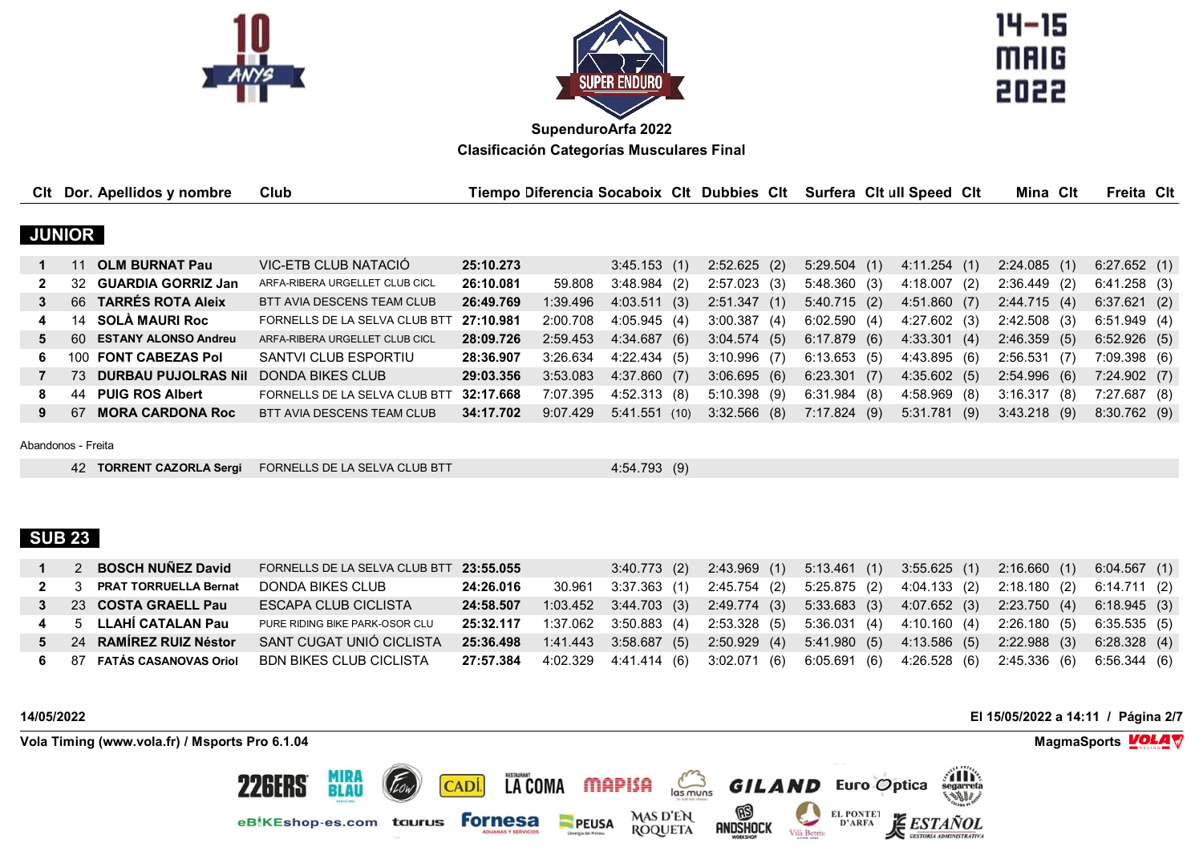**SupenduroArfa 2022**

**Clasificación Categorías Musculares Final**

| Clt | Dor. | Apellidos y nombre | Club | Tiempo | Diferencia | Socaboix | Clt | Dubbies | Clt | Surfera | Clt | ull Speed | Clt | Mina | Clt | Freita | Clt |
|---|---|---|---|---|---|---|---|---|---|---|---|---|---|---|---|---|---|
| **JUNIOR** | | | | | | | | | | | | | | | | | |
| 1 | 11 | **OLM BURNAT Pau** | VIC-ETB CLUB NATACIÓ | **25:10.273** | | 3:45.153 | (1) | 2:52.625 | (2) | 5:29.504 | (1) | 4:11.254 | (1) | 2:24.085 | (1) | 6:27.652 | (1) |
| 2 | 32 | **GUARDIA GORRIZ Jan** | ARFA-RIBERA URGELLET CLUB CICL | **26:10.081** | 59.808 | 3:48.984 | (2) | 2:57.023 | (3) | 5:48.360 | (3) | 4:18.007 | (2) | 2:36.449 | (2) | 6:41.258 | (3) |
| 3 | 66 | **TARRÉS ROTA Aleix** | BTT AVIA DESCENS TEAM CLUB | **26:49.769** | 1:39.496 | 4:03.511 | (3) | 2:51.347 | (1) | 5:40.715 | (2) | 4:51.860 | (7) | 2:44.715 | (4) | 6:37.621 | (2) |
| 4 | 14 | **SOLÀ MAURI Roc** | FORNELLS DE LA SELVA CLUB BTT | **27:10.981** | 2:00.708 | 4:05.945 | (4) | 3:00.387 | (4) | 6:02.590 | (4) | 4:27.602 | (3) | 2:42.508 | (3) | 6:51.949 | (4) |
| 5 | 60 | **ESTANY ALONSO Andreu** | ARFA-RIBERA URGELLET CLUB CICL | **28:09.726** | 2:59.453 | 4:34.687 | (6) | 3:04.574 | (5) | 6:17.879 | (6) | 4:33.301 | (4) | 2:46.359 | (5) | 6:52.926 | (5) |
| 6 | 100 | **FONT CABEZAS Pol** | SANTVI CLUB ESPORTIU | **28:36.907** | 3:26.634 | 4:22.434 | (5) | 3:10.996 | (7) | 6:13.653 | (5) | 4:43.895 | (6) | 2:56.531 | (7) | 7:09.398 | (6) |
| 7 | 73 | **DURBAU PUJOLRAS Nil** | DONDA BIKES CLUB | **29:03.356** | 3:53.083 | 4:37.860 | (7) | 3:06.695 | (6) | 6:23.301 | (7) | 4:35.602 | (5) | 2:54.996 | (6) | 7:24.902 | (7) |
| 8 | 44 | **PUIG ROS Albert** | FORNELLS DE LA SELVA CLUB BTT | **32:17.668** | 7:07.395 | 4:52.313 | (8) | 5:10.398 | (9) | 6:31.984 | (8) | 4:58.969 | (8) | 3:16.317 | (8) | 7:27.687 | (8) |
| 9 | 67 | **MORA CARDONA Roc** | BTT AVIA DESCENS TEAM CLUB | **34:17.702** | 9:07.429 | 5:41.551 | (10) | 3:32.566 | (8) | 7:17.824 | (9) | 5:31.781 | (9) | 3:43.218 | (9) | 8:30.762 | (9) |
| Abandonos - Freita | | | | | | | | | | | | | | | | | |
| | 42 | **TORRENT CAZORLA Sergi** | FORNELLS DE LA SELVA CLUB BTT | | | 4:54.793 | (9) | | | | | | | | | | |
| **SUB 23** | | | | | | | | | | | | | | | | | |
| 1 | 2 | **BOSCH NUÑEZ David** | FORNELLS DE LA SELVA CLUB BTT | **23:55.055** | | 3:40.773 | (2) | 2:43.969 | (1) | 5:13.461 | (1) | 3:55.625 | (1) | 2:16.660 | (1) | 6:04.567 | (1) |
| 2 | 3 | **PRAT TORRUELLA Bernat** | DONDA BIKES CLUB | **24:26.016** | 30.961 | 3:37.363 | (1) | 2:45.754 | (2) | 5:25.875 | (2) | 4:04.133 | (2) | 2:18.180 | (2) | 6:14.711 | (2) |
| 3 | 23 | **COSTA GRAELL Pau** | ESCAPA CLUB CICLISTA | **24:58.507** | 1:03.452 | 3:44.703 | (3) | 2:49.774 | (3) | 5:33.683 | (3) | 4:07.652 | (3) | 2:23.750 | (4) | 6:18.945 | (3) |
| 4 | 5 | **LLAHÍ CATALAN Pau** | PURE RIDING BIKE PARK-OSOR CLU | **25:32.117** | 1:37.062 | 3:50.883 | (4) | 2:53.328 | (5) | 5:36.031 | (4) | 4:10.160 | (4) | 2:26.180 | (5) | 6:35.535 | (5) |
| 5 | 24 | **RAMÍREZ RUIZ Néstor** | SANT CUGAT UNIÓ CICLISTA | **25:36.498** | 1:41.443 | 3:58.687 | (5) | 2:50.929 | (4) | 5:41.980 | (5) | 4:13.586 | (5) | 2:22.988 | (3) | 6:28.328 | (4) |
| 6 | 87 | **FATÁS CASANOVAS Oriol** | BDN BIKES CLUB CICLISTA | **27:57.384** | 4:02.329 | 4:41.414 | (6) | 3:02.071 | (6) | 6:05.691 | (6) | 4:26.528 | (6) | 2:45.336 | (6) | 6:56.344 | (6) |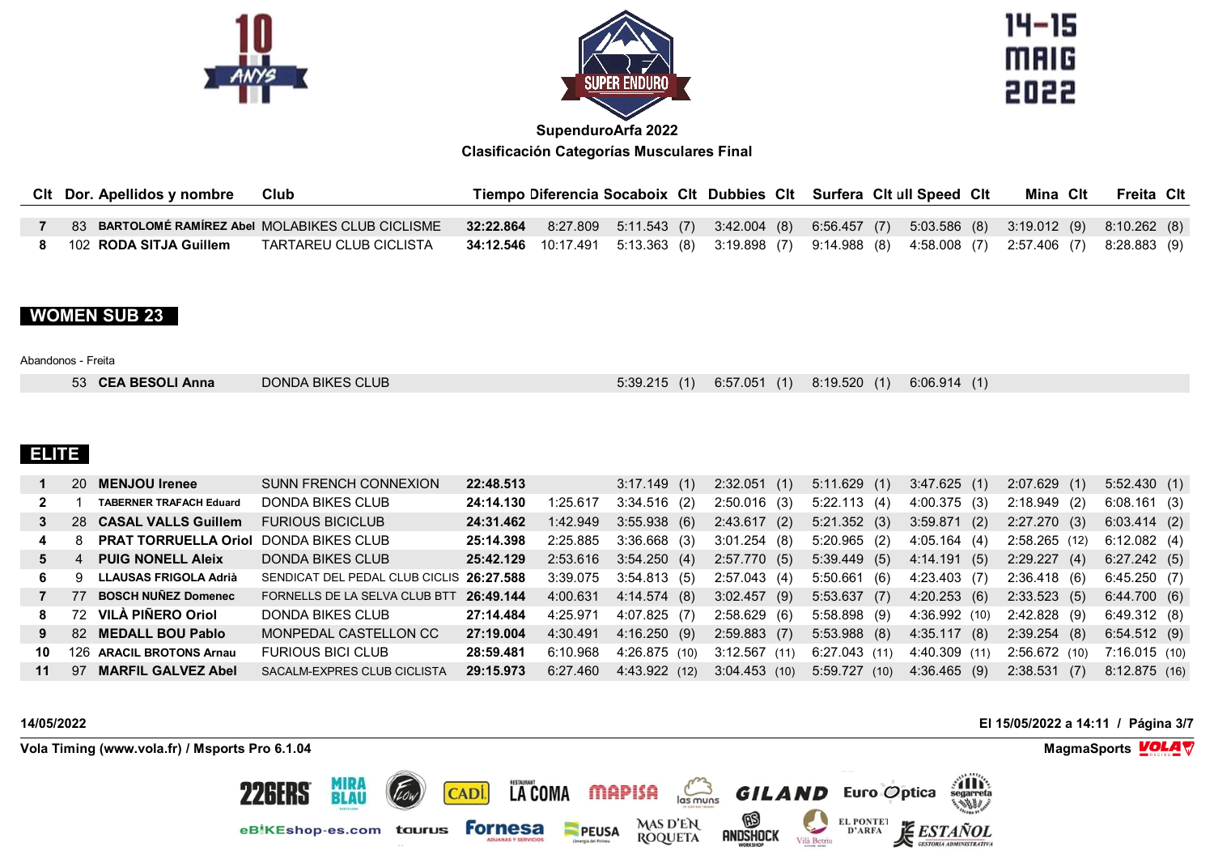SupenduroArfa 2022

Clasificación Categorías Musculares Final

| Clt | Dor. | Apellidos y nombre | Club | Tiempo | Diferencia | Socaboix | Clt | Dubbies | Clt | Surfera | Clt | ull Speed | Clt | Mina | Clt | Freita | Clt |
|---|---|---|---|---|---|---|---|---|---|---|---|---|---|---|---|---|---|
| 7 | 83 | **BARTOLOMÉ RAMÍREZ Abel** | MOLABIKES CLUB CICLISME | **32:22.864** | 8:27.809 | 5:11.543 | (7) | 3:42.004 | (8) | 6:56.457 | (7) | 5:03.586 | (8) | 3:19.012 | (9) | 8:10.262 | (8) |
| 8 | 102 | **RODA SITJA Guillem** | TARTAREU CLUB CICLISTA | **34:12.546** | 10:17.491 | 5:13.363 | (8) | 3:19.898 | (7) | 9:14.988 | (8) | 4:58.008 | (7) | 2:57.406 | (7) | 8:28.883 | (9) |

## WOMEN SUB 23

Abandonos - Freita

| Clt | Dor. | Apellidos y nombre | Club | Tiempo | Diferencia | Socaboix | Clt | Dubbies | Clt | Surfera | Clt | ull Speed | Clt | Mina | Clt | Freita | Clt |
|---|---|---|---|---|---|---|---|---|---|---|---|---|---|---|---|---|---|
| | 53 | **CEA BESOLI Anna** | DONDA BIKES CLUB | | | 5:39.215 | (1) | 6:57.051 | (1) | 8:19.520 | (1) | 6:06.914 | (1) | | | | |

## ELITE

| Clt | Dor. | Apellidos y nombre | Club | Tiempo | Diferencia | Socaboix | Clt | Dubbies | Clt | Surfera | Clt | ull Speed | Clt | Mina | Clt | Freita | Clt |
|---|---|---|---|---|---|---|---|---|---|---|---|---|---|---|---|---|---|
| 1 | 20 | **MENJOU Irenee** | SUNN FRENCH CONNEXION | **22:48.513** | | 3:17.149 | (1) | 2:32.051 | (1) | 5:11.629 | (1) | 3:47.625 | (1) | 2:07.629 | (1) | 5:52.430 | (1) |
| 2 | 1 | **TABERNER TRAFACH Eduard** | DONDA BIKES CLUB | **24:14.130** | 1:25.617 | 3:34.516 | (2) | 2:50.016 | (3) | 5:22.113 | (4) | 4:00.375 | (3) | 2:18.949 | (2) | 6:08.161 | (3) |
| 3 | 28 | **CASAL VALLS Guillem** | FURIOUS BICICLUB | **24:31.462** | 1:42.949 | 3:55.938 | (6) | 2:43.617 | (2) | 5:21.352 | (3) | 3:59.871 | (2) | 2:27.270 | (3) | 6:03.414 | (2) |
| 4 | 8 | **PRAT TORRUELLA Oriol** | DONDA BIKES CLUB | **25:14.398** | 2:25.885 | 3:36.668 | (3) | 3:01.254 | (8) | 5:20.965 | (2) | 4:05.164 | (4) | 2:58.265 | (12) | 6:12.082 | (4) |
| 5 | 4 | **PUIG NONELL Aleix** | DONDA BIKES CLUB | **25:42.129** | 2:53.616 | 3:54.250 | (4) | 2:57.770 | (5) | 5:39.449 | (5) | 4:14.191 | (5) | 2:29.227 | (4) | 6:27.242 | (5) |
| 6 | 9 | **LLAUSAS FRIGOLA Adrià** | SENDICAT DEL PEDAL CLUB CICLIS | **26:27.588** | 3:39.075 | 3:54.813 | (5) | 2:57.043 | (4) | 5:50.661 | (6) | 4:23.403 | (7) | 2:36.418 | (6) | 6:45.250 | (7) |
| 7 | 77 | **BOSCH NUÑEZ Domenec** | FORNELLS DE LA SELVA CLUB BTT | **26:49.144** | 4:00.631 | 4:14.574 | (8) | 3:02.457 | (9) | 5:53.637 | (7) | 4:20.253 | (6) | 2:33.523 | (5) | 6:44.700 | (6) |
| 8 | 72 | **VILÀ PIÑERO Oriol** | DONDA BIKES CLUB | **27:14.484** | 4:25.971 | 4:07.825 | (7) | 2:58.629 | (6) | 5:58.898 | (9) | 4:36.992 | (10) | 2:42.828 | (9) | 6:49.312 | (8) |
| 9 | 82 | **MEDALL BOU Pablo** | MONPEDAL CASTELLON CC | **27:19.004** | 4:30.491 | 4:16.250 | (9) | 2:59.883 | (7) | 5:53.988 | (8) | 4:35.117 | (8) | 2:39.254 | (8) | 6:54.512 | (9) |
| 10 | 126 | **ARACIL BROTONS Arnau** | FURIOUS BICI CLUB | **28:59.481** | 6:10.968 | 4:26.875 | (10) | 3:12.567 | (11) | 6:27.043 | (11) | 4:40.309 | (11) | 2:56.672 | (10) | 7:16.015 | (10) |
| 11 | 97 | **MARFIL GALVEZ Abel** | SACALM-EXPRES CLUB CICLISTA | **29:15.973** | 6:27.460 | 4:43.922 | (12) | 3:04.453 | (10) | 5:59.727 | (10) | 4:36.465 | (9) | 2:38.531 | (7) | 8:12.875 | (16) |

14/05/2022 — El 15/05/2022 a 14:11

Vola Timing (www.vola.fr) / Msports Pro 6.1.04 — MagmaSports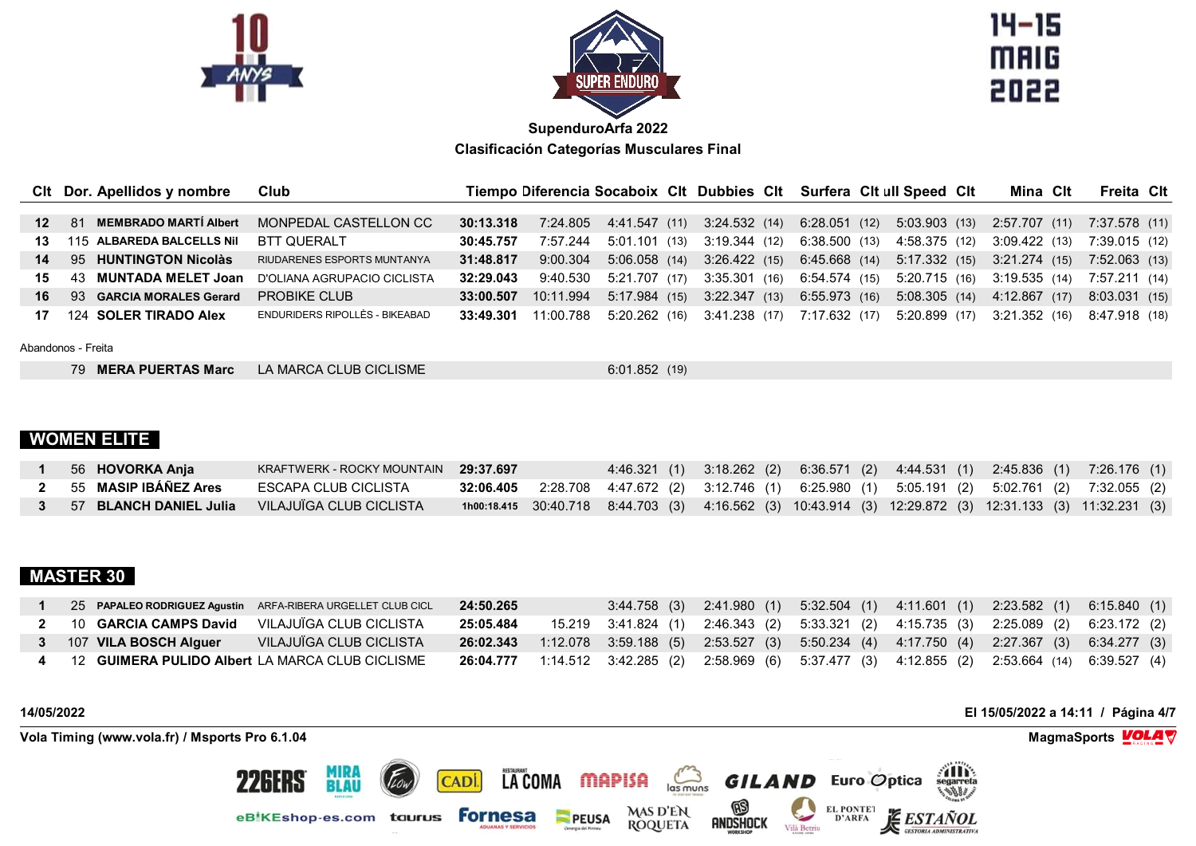**SupenduroArfa 2022**

**Clasificación Categorías Musculares Final**

| Clt | Dor. | Apellidos y nombre | Club | Tiempo | Diferencia | Socaboix | Clt | Dubbies | Clt | Surfera | Clt | ull Speed | Clt | Mina | Clt | Freita | Clt |
|---|---|---|---|---|---|---|---|---|---|---|---|---|---|---|---|---|---|
| 12 | 81 | **MEMBRADO MARTÍ Albert** | MONPEDAL CASTELLON CC | **30:13.318** | 7:24.805 | 4:41.547 | (11) | 3:24.532 | (14) | 6:28.051 | (12) | 5:03.903 | (13) | 2:57.707 | (11) | 7:37.578 | (11) |
| 13 | 115 | **ALBAREDA BALCELLS Nil** | BTT QUERALT | **30:45.757** | 7:57.244 | 5:01.101 | (13) | 3:19.344 | (12) | 6:38.500 | (13) | 4:58.375 | (12) | 3:09.422 | (13) | 7:39.015 | (12) |
| 14 | 95 | **HUNTINGTON Nicolàs** | RIUDARENES ESPORTS MUNTANYA | **31:48.817** | 9:00.304 | 5:06.058 | (14) | 3:26.422 | (15) | 6:45.668 | (14) | 5:17.332 | (15) | 3:21.274 | (15) | 7:52.063 | (13) |
| 15 | 43 | **MUNTADA MELET Joan** | D'OLIANA AGRUPACIO CICLISTA | **32:29.043** | 9:40.530 | 5:21.707 | (17) | 3:35.301 | (16) | 6:54.574 | (15) | 5:20.715 | (16) | 3:19.535 | (14) | 7:57.211 | (14) |
| 16 | 93 | **GARCIA MORALES Gerard** | PROBIKE CLUB | **33:00.507** | 10:11.994 | 5:17.984 | (15) | 3:22.347 | (13) | 6:55.973 | (16) | 5:08.305 | (14) | 4:12.867 | (17) | 8:03.031 | (15) |
| 17 | 124 | **SOLER TIRADO Alex** | ENDURIDERS RIPOLLÈS - BIKEABAD | **33:49.301** | 11:00.788 | 5:20.262 | (16) | 3:41.238 | (17) | 7:17.632 | (17) | 5:20.899 | (17) | 3:21.352 | (16) | 8:47.918 | (18) |

Abandonos - Freita

| Clt | Dor. | Apellidos y nombre | Club | Tiempo | Diferencia | Socaboix | Clt | Dubbies | Clt | Surfera | Clt | ull Speed | Clt | Mina | Clt | Freita | Clt |
|---|---|---|---|---|---|---|---|---|---|---|---|---|---|---|---|---|---|
| | 79 | **MERA PUERTAS Marc** | LA MARCA CLUB CICLISME | | | 6:01.852 | (19) | | | | | | | | | | |

## WOMEN ELITE

| Clt | Dor. | Apellidos y nombre | Club | Tiempo | Diferencia | Socaboix | Clt | Dubbies | Clt | Surfera | Clt | ull Speed | Clt | Mina | Clt | Freita | Clt |
|---|---|---|---|---|---|---|---|---|---|---|---|---|---|---|---|---|---|
| 1 | 56 | **HOVORKA Anja** | KRAFTWERK - ROCKY MOUNTAIN | **29:37.697** | | 4:46.321 | (1) | 3:18.262 | (2) | 6:36.571 | (2) | 4:44.531 | (1) | 2:45.836 | (1) | 7:26.176 | (1) |
| 2 | 55 | **MASIP IBÁÑEZ Ares** | ESCAPA CLUB CICLISTA | **32:06.405** | 2:28.708 | 4:47.672 | (2) | 3:12.746 | (1) | 6:25.980 | (1) | 5:05.191 | (2) | 5:02.761 | (2) | 7:32.055 | (2) |
| 3 | 57 | **BLANCH DANIEL Julia** | VILAJUÏGA CLUB CICLISTA | **1h00:18.415** | 30:40.718 | 8:44.703 | (3) | 4:16.562 | (3) | 10:43.914 | (3) | 12:29.872 | (3) | 12:31.133 | (3) | 11:32.231 | (3) |

## MASTER 30

| Clt | Dor. | Apellidos y nombre | Club | Tiempo | Diferencia | Socaboix | Clt | Dubbies | Clt | Surfera | Clt | ull Speed | Clt | Mina | Clt | Freita | Clt |
|---|---|---|---|---|---|---|---|---|---|---|---|---|---|---|---|---|---|
| 1 | 25 | **PAPALEO RODRIGUEZ Agustin** | ARFA-RIBERA URGELLET CLUB CICL | **24:50.265** | | 3:44.758 | (3) | 2:41.980 | (1) | 5:32.504 | (1) | 4:11.601 | (1) | 2:23.582 | (1) | 6:15.840 | (1) |
| 2 | 10 | **GARCIA CAMPS David** | VILAJUÏGA CLUB CICLISTA | **25:05.484** | 15.219 | 3:41.824 | (1) | 2:46.343 | (2) | 5:33.321 | (2) | 4:15.735 | (3) | 2:25.089 | (2) | 6:23.172 | (2) |
| 3 | 107 | **VILA BOSCH Alguer** | VILAJUÏGA CLUB CICLISTA | **26:02.343** | 1:12.078 | 3:59.188 | (5) | 2:53.527 | (3) | 5:50.234 | (4) | 4:17.750 | (4) | 2:27.367 | (3) | 6:34.277 | (3) |
| 4 | 12 | **GUIMERA PULIDO Albert** | LA MARCA CLUB CICLISME | **26:04.777** | 1:14.512 | 3:42.285 | (2) | 2:58.969 | (6) | 5:37.477 | (3) | 4:12.855 | (2) | 2:53.664 | (14) | 6:39.527 | (4) |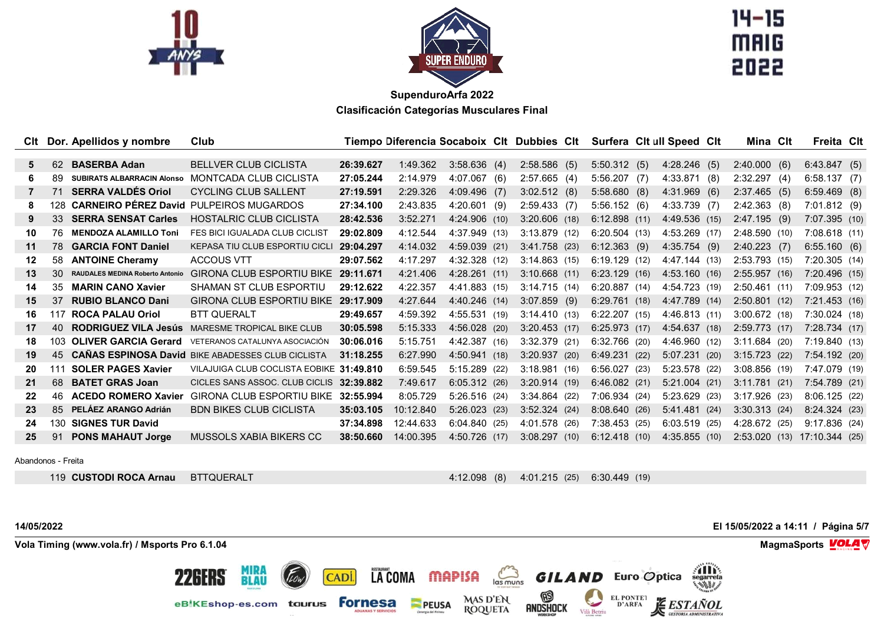**SupenduroArfa 2022**

**Clasificación Categorías Musculares Final**

| Clt | Dor. | Apellidos y nombre | Club | Tiempo | Diferencia | Socaboix | Clt | Dubbies | Clt | Surfera | Clt | ull Speed | Clt | Mina | Clt | Freita | Clt |
|---|---|---|---|---|---|---|---|---|---|---|---|---|---|---|---|---|---|
| 5 | 62 | BASERBA Adan | BELLVER CLUB CICLISTA | 26:39.627 | 1:49.362 | 3:58.636 | (4) | 2:58.586 | (5) | 5:50.312 | (5) | 4:28.246 | (5) | 2:40.000 | (6) | 6:43.847 | (5) |
| 6 | 89 | SUBIRATS ALBARRACIN Alonso | MONTCADA CLUB CICLISTA | 27:05.244 | 2:14.979 | 4:07.067 | (6) | 2:57.665 | (4) | 5:56.207 | (7) | 4:33.871 | (8) | 2:32.297 | (4) | 6:58.137 | (7) |
| 7 | 71 | SERRA VALDÉS Oriol | CYCLING CLUB SALLENT | 27:19.591 | 2:29.326 | 4:09.496 | (7) | 3:02.512 | (8) | 5:58.680 | (8) | 4:31.969 | (6) | 2:37.465 | (5) | 6:59.469 | (8) |
| 8 | 128 | CARNEIRO PÉREZ David | PULPEIROS MUGARDOS | 27:34.100 | 2:43.835 | 4:20.601 | (9) | 2:59.433 | (7) | 5:56.152 | (6) | 4:33.739 | (7) | 2:42.363 | (8) | 7:01.812 | (9) |
| 9 | 33 | SERRA SENSAT Carles | HOSTALRIC CLUB CICLISTA | 28:42.536 | 3:52.271 | 4:24.906 | (10) | 3:20.606 | (18) | 6:12.898 | (11) | 4:49.536 | (15) | 2:47.195 | (9) | 7:07.395 | (10) |
| 10 | 76 | MENDOZA ALAMILLO Toni | FES BICI IGUALADA CLUB CICLIST | 29:02.809 | 4:12.544 | 4:37.949 | (13) | 3:13.879 | (12) | 6:20.504 | (13) | 4:53.269 | (17) | 2:48.590 | (10) | 7:08.618 | (11) |
| 11 | 78 | GARCIA FONT Daniel | KEPASA TIU CLUB ESPORTIU CICLI | 29:04.297 | 4:14.032 | 4:59.039 | (21) | 3:41.758 | (23) | 6:12.363 | (9) | 4:35.754 | (9) | 2:40.223 | (7) | 6:55.160 | (6) |
| 12 | 58 | ANTOINE Cheramy | ACCOUS VTT | 29:07.562 | 4:17.297 | 4:32.328 | (12) | 3:14.863 | (15) | 6:19.129 | (12) | 4:47.144 | (13) | 2:53.793 | (15) | 7:20.305 | (14) |
| 13 | 30 | RAUDALES MEDINA Roberto Antonio | GIRONA CLUB ESPORTIU BIKE | 29:11.671 | 4:21.406 | 4:28.261 | (11) | 3:10.668 | (11) | 6:23.129 | (16) | 4:53.160 | (16) | 2:55.957 | (16) | 7:20.496 | (15) |
| 14 | 35 | MARIN CANO Xavier | SHAMAN ST CLUB ESPORTIU | 29:12.622 | 4:22.357 | 4:41.883 | (15) | 3:14.715 | (14) | 6:20.887 | (14) | 4:54.723 | (19) | 2:50.461 | (11) | 7:09.953 | (12) |
| 15 | 37 | RUBIO BLANCO Dani | GIRONA CLUB ESPORTIU BIKE | 29:17.909 | 4:27.644 | 4:40.246 | (14) | 3:07.859 | (9) | 6:29.761 | (18) | 4:47.789 | (14) | 2:50.801 | (12) | 7:21.453 | (16) |
| 16 | 117 | ROCA PALAU Oriol | BTT QUERALT | 29:49.657 | 4:59.392 | 4:55.531 | (19) | 3:14.410 | (13) | 6:22.207 | (15) | 4:46.813 | (11) | 3:00.672 | (18) | 7:30.024 | (18) |
| 17 | 40 | RODRIGUEZ VILA Jesús | MARESME TROPICAL BIKE CLUB | 30:05.598 | 5:15.333 | 4:56.028 | (20) | 3:20.453 | (17) | 6:25.973 | (17) | 4:54.637 | (18) | 2:59.773 | (17) | 7:28.734 | (17) |
| 18 | 103 | OLIVER GARCIA Gerard | VETERANOS CATALUNYA ASOCIACIÓN | 30:06.016 | 5:15.751 | 4:42.387 | (16) | 3:32.379 | (21) | 6:32.766 | (20) | 4:46.960 | (12) | 3:11.684 | (20) | 7:19.840 | (13) |
| 19 | 45 | CAÑAS ESPINOSA David | BIKE ABADESSES CLUB CICLISTA | 31:18.255 | 6:27.990 | 4:50.941 | (18) | 3:20.937 | (20) | 6:49.231 | (22) | 5:07.231 | (20) | 3:15.723 | (22) | 7:54.192 | (20) |
| 20 | 111 | SOLER PAGES Xavier | VILAJUIGA CLUB COCLISTA EOBIKE | 31:49.810 | 6:59.545 | 5:15.289 | (22) | 3:18.981 | (16) | 6:56.027 | (23) | 5:23.578 | (22) | 3:08.856 | (19) | 7:47.079 | (19) |
| 21 | 68 | BATET GRAS Joan | CICLES SANS ASSOC. CLUB CICLIS | 32:39.882 | 7:49.617 | 6:05.312 | (26) | 3:20.914 | (19) | 6:46.082 | (21) | 5:21.004 | (21) | 3:11.781 | (21) | 7:54.789 | (21) |
| 22 | 46 | ACEDO ROMERO Xavier | GIRONA CLUB ESPORTIU BIKE | 32:55.994 | 8:05.729 | 5:26.516 | (24) | 3:34.864 | (22) | 7:06.934 | (24) | 5:23.629 | (23) | 3:17.926 | (23) | 8:06.125 | (22) |
| 23 | 85 | PELÁEZ ARANGO Adrián | BDN BIKES CLUB CICLISTA | 35:03.105 | 10:12.840 | 5:26.023 | (23) | 3:52.324 | (24) | 8:08.640 | (26) | 5:41.481 | (24) | 3:30.313 | (24) | 8:24.324 | (23) |
| 24 | 130 | SIGNES TUR David | | 37:34.898 | 12:44.633 | 6:04.840 | (25) | 4:01.578 | (26) | 7:38.453 | (25) | 6:03.519 | (25) | 4:28.672 | (25) | 9:17.836 | (24) |
| 25 | 91 | PONS MAHAUT Jorge | MUSSOLS XABIA BIKERS CC | 38:50.660 | 14:00.395 | 4:50.726 | (17) | 3:08.297 | (10) | 6:12.418 | (10) | 4:35.855 | (10) | 2:53.020 | (13) | 17:10.344 | (25) |

Abandonos - Freita

| Clt | Dor. | Apellidos y nombre | Club | Tiempo | Diferencia | Socaboix | Clt | Dubbies | Clt | Surfera | Clt | ull Speed | Clt | Mina | Clt | Freita | Clt |
|---|---|---|---|---|---|---|---|---|---|---|---|---|---|---|---|---|---|
| | 119 | CUSTODI ROCA Arnau | BTTQUERALT | | | 4:12.098 | (8) | 4:01.215 | (25) | 6:30.449 | (19) | | | | | | |

14/05/2022

El 15/05/2022 a 14:11

Vola Timing (www.vola.fr) / Msports Pro 6.1.04

MagmaSports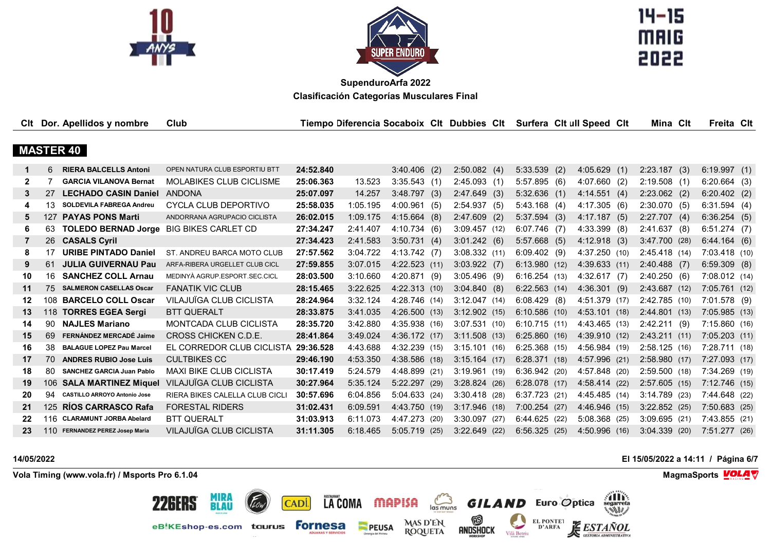## SupenduroArfa 2022

### Clasificación Categorías Musculares Final

14-15 MAIG 2022

#### MASTER 40

| Clt | Dor. | Apellidos y nombre | Club | Tiempo | Diferencia | Socaboix | Clt | Dubbies | Clt | Surfera | Clt | ull Speed | Clt | Mina | Clt | Freita | Clt |
|---|---|---|---|---|---|---|---|---|---|---|---|---|---|---|---|---|---|
| 1 | 6 | RIERA BALCELLS Antoni | OPEN NATURA CLUB ESPORTIU BTT | 24:52.840 | | 3:40.406 | (2) | 2:50.082 | (4) | 5:33.539 | (2) | 4:05.629 | (1) | 2:23.187 | (3) | 6:19.997 | (1) |
| 2 | 7 | GARCIA VILANOVA Bernat | MOLABIKES CLUB CICLISME | 25:06.363 | 13.523 | 3:35.543 | (1) | 2:45.093 | (1) | 5:57.895 | (6) | 4:07.660 | (2) | 2:19.508 | (1) | 6:20.664 | (3) |
| 3 | 27 | LECHADO CASIN Daniel | ANDONA | 25:07.097 | 14.257 | 3:48.797 | (3) | 2:47.649 | (3) | 5:32.636 | (1) | 4:14.551 | (4) | 2:23.062 | (2) | 6:20.402 | (2) |
| 4 | 13 | SOLDEVILA FABREGA Andreu | CYCLA CLUB DEPORTIVO | 25:58.035 | 1:05.195 | 4:00.961 | (5) | 2:54.937 | (5) | 5:43.168 | (4) | 4:17.305 | (6) | 2:30.070 | (5) | 6:31.594 | (4) |
| 5 | 127 | PAYAS PONS Marti | ANDORRANA AGRUPACIO CICLISTA | 26:02.015 | 1:09.175 | 4:15.664 | (8) | 2:47.609 | (2) | 5:37.594 | (3) | 4:17.187 | (5) | 2:27.707 | (4) | 6:36.254 | (5) |
| 6 | 63 | TOLEDO BERNAD Jorge | BIG BIKES CARLET CD | 27:34.247 | 2:41.407 | 4:10.734 | (6) | 3:09.457 | (12) | 6:07.746 | (7) | 4:33.399 | (8) | 2:41.637 | (8) | 6:51.274 | (7) |
| 7 | 26 | CASALS Cyril | | 27:34.423 | 2:41.583 | 3:50.731 | (4) | 3:01.242 | (6) | 5:57.668 | (5) | 4:12.918 | (3) | 3:47.700 | (28) | 6:44.164 | (6) |
| 8 | 17 | URIBE PINTADO Daniel | ST. ANDREU BARCA MOTO CLUB | 27:57.562 | 3:04.722 | 4:13.742 | (7) | 3:08.332 | (11) | 6:09.402 | (9) | 4:37.250 | (10) | 2:45.418 | (14) | 7:03.418 | (10) |
| 9 | 61 | JULIA GUIVERNAU Pau | ARFA-RIBERA URGELLET CLUB CICL | 27:59.855 | 3:07.015 | 4:22.523 | (11) | 3:03.922 | (7) | 6:13.980 | (12) | 4:39.633 | (11) | 2:40.488 | (7) | 6:59.309 | (8) |
| 10 | 16 | SANCHEZ COLL Arnau | MEDINYÀ AGRUP.ESPORT.SEC.CICL | 28:03.500 | 3:10.660 | 4:20.871 | (9) | 3:05.496 | (9) | 6:16.254 | (13) | 4:32.617 | (7) | 2:40.250 | (6) | 7:08.012 | (14) |
| 11 | 75 | SALMERON CASELLAS Oscar | FANATIK VIC CLUB | 28:15.465 | 3:22.625 | 4:22.313 | (10) | 3:04.840 | (8) | 6:22.563 | (14) | 4:36.301 | (9) | 2:43.687 | (12) | 7:05.761 | (12) |
| 12 | 108 | BARCELO COLL Oscar | VILAJUÏGA CLUB CICLISTA | 28:24.964 | 3:32.124 | 4:28.746 | (14) | 3:12.047 | (14) | 6:08.429 | (8) | 4:51.379 | (17) | 2:42.785 | (10) | 7:01.578 | (9) |
| 13 | 118 | TORRES EGEA Sergi | BTT QUERALT | 28:33.875 | 3:41.035 | 4:26.500 | (13) | 3:12.902 | (15) | 6:10.586 | (10) | 4:53.101 | (18) | 2:44.801 | (13) | 7:05.985 | (13) |
| 14 | 90 | NAJLES Mariano | MONTCADA CLUB CICLISTA | 28:35.720 | 3:42.880 | 4:35.938 | (16) | 3:07.531 | (10) | 6:10.715 | (11) | 4:43.465 | (13) | 2:42.211 | (9) | 7:15.860 | (16) |
| 15 | 69 | FERNÁNDEZ MERCADÉ Jaime | CROSS CHICKEN C.D.E. | 28:41.864 | 3:49.024 | 4:36.172 | (17) | 3:11.508 | (13) | 6:25.860 | (16) | 4:39.910 | (12) | 2:43.211 | (11) | 7:05.203 | (11) |
| 16 | 38 | BALAGUE LOPEZ Pau Marcel | EL CORREDOR CLUB CICLISTA | 29:36.528 | 4:43.688 | 4:32.239 | (15) | 3:15.101 | (16) | 6:25.368 | (15) | 4:56.984 | (19) | 2:58.125 | (16) | 7:28.711 | (18) |
| 17 | 70 | ANDRES RUBIO Jose Luis | CULTBIKES CC | 29:46.190 | 4:53.350 | 4:38.586 | (18) | 3:15.164 | (17) | 6:28.371 | (18) | 4:57.996 | (21) | 2:58.980 | (17) | 7:27.093 | (17) |
| 18 | 80 | SANCHEZ GARCIA Juan Pablo | MAXI BIKE CLUB CICLISTA | 30:17.419 | 5:24.579 | 4:48.899 | (21) | 3:19.961 | (19) | 6:36.942 | (20) | 4:57.848 | (20) | 2:59.500 | (18) | 7:34.269 | (19) |
| 19 | 106 | SALA MARTINEZ Miquel | VILAJUÏGA CLUB CICLISTA | 30:27.964 | 5:35.124 | 5:22.297 | (29) | 3:28.824 | (26) | 6:28.078 | (17) | 4:58.414 | (22) | 2:57.605 | (15) | 7:12.746 | (15) |
| 20 | 94 | CASTILLO ARROYO Antonio Jose | RIERA BIKES CALELLA CLUB CICLI | 30:57.696 | 6:04.856 | 5:04.633 | (24) | 3:30.418 | (28) | 6:37.723 | (21) | 4:45.485 | (14) | 3:14.789 | (23) | 7:44.648 | (22) |
| 21 | 125 | RÍOS CARRASCO Rafa | FORESTAL RIDERS | 31:02.431 | 6:09.591 | 4:43.750 | (19) | 3:17.946 | (18) | 7:00.254 | (27) | 4:46.946 | (15) | 3:22.852 | (25) | 7:50.683 | (25) |
| 22 | 116 | CLARAMUNT JORBA Abelard | BTT QUERALT | 31:03.913 | 6:11.073 | 4:47.273 | (20) | 3:30.097 | (27) | 6:44.625 | (22) | 5:08.368 | (25) | 3:09.695 | (21) | 7:43.855 | (21) |
| 23 | 110 | FERNANDEZ PEREZ Josep Maria | VILAJUÏGA CLUB CICLISTA | 31:11.305 | 6:18.465 | 5:05.719 | (25) | 3:22.649 | (22) | 6:56.325 | (25) | 4:50.996 | (16) | 3:04.339 | (20) | 7:51.277 | (26) |

14/05/2022 — El 15/05/2022 a 14:11

Vola Timing (www.vola.fr) / Msports Pro 6.1.04 — MagmaSports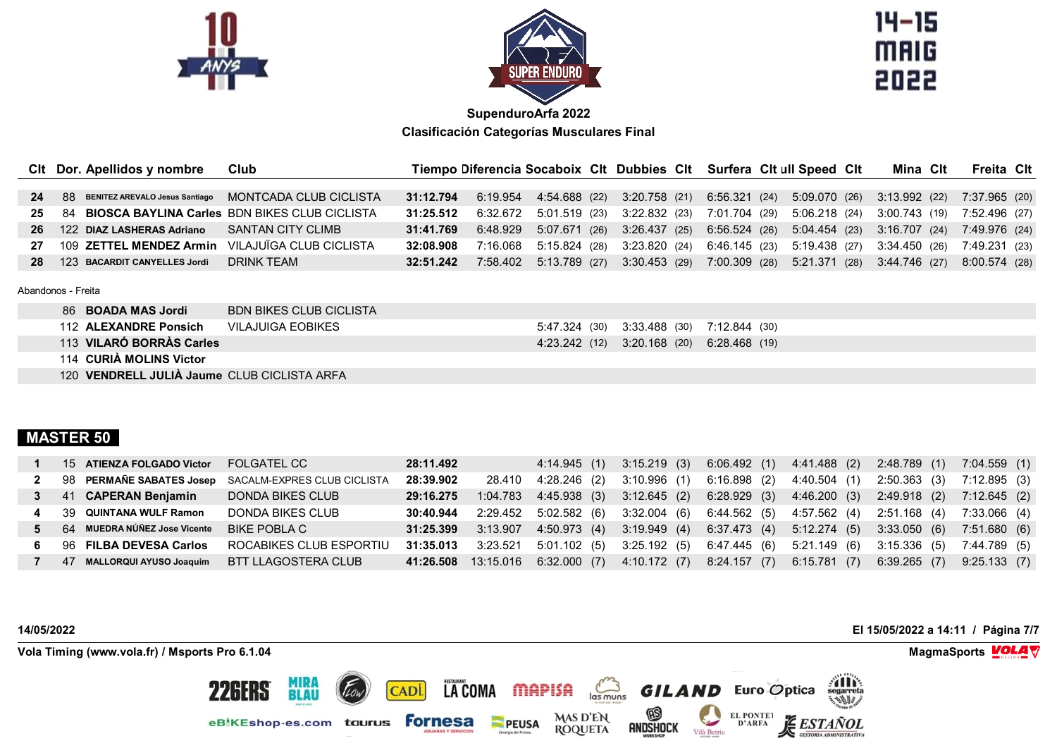**SupenduroArfa 2022**

**Clasificación Categorías Musculares Final**

| Clt | Dor. | Apellidos y nombre | Club | Tiempo | Diferencia | Socaboix | Clt | Dubbies | Clt | Surfera | Clt | ull Speed | Clt | Mina | Clt | Freita | Clt |
|---|---|---|---|---|---|---|---|---|---|---|---|---|---|---|---|---|---|
| 24 | 88 | **BENITEZ AREVALO Jesus Santiago** | MONTCADA CLUB CICLISTA | **31:12.794** | 6:19.954 | 4:54.688 | (22) | 3:20.758 | (21) | 6:56.321 | (24) | 5:09.070 | (26) | 3:13.992 | (22) | 7:37.965 | (20) |
| 25 | 84 | **BIOSCA BAYLINA Carles** | BDN BIKES CLUB CICLISTA | **31:25.512** | 6:32.672 | 5:01.519 | (23) | 3:22.832 | (23) | 7:01.704 | (29) | 5:06.218 | (24) | 3:00.743 | (19) | 7:52.496 | (27) |
| 26 | 122 | **DIAZ LASHERAS Adriano** | SANTAN CITY CLIMB | **31:41.769** | 6:48.929 | 5:07.671 | (26) | 3:26.437 | (25) | 6:56.524 | (26) | 5:04.454 | (23) | 3:16.707 | (24) | 7:49.976 | (24) |
| 27 | 109 | **ZETTEL MENDEZ Armin** | VILAJUÏGA CLUB CICLISTA | **32:08.908** | 7:16.068 | 5:15.824 | (28) | 3:23.820 | (24) | 6:46.145 | (23) | 5:19.438 | (27) | 3:34.450 | (26) | 7:49.231 | (23) |
| 28 | 123 | **BACARDIT CANYELLES Jordi** | DRINK TEAM | **32:51.242** | 7:58.402 | 5:13.789 | (27) | 3:30.453 | (29) | 7:00.309 | (28) | 5:21.371 | (28) | 3:44.746 | (27) | 8:00.574 | (28) |

Abandonos - Freita

| | Dor. | Apellidos y nombre | Club | Tiempo | Diferencia | Socaboix | Clt | Dubbies | Clt | Surfera | Clt | ull Speed | Clt | Mina | Clt | Freita | Clt |
|---|---|---|---|---|---|---|---|---|---|---|---|---|---|---|---|---|---|
| | 86 | **BOADA MAS Jordi** | BDN BIKES CLUB CICLISTA | | | | | | | | | | | | | | |
| | 112 | **ALEXANDRE Ponsich** | VILAJUIGA EOBIKES | | | 5:47.324 | (30) | 3:33.488 | (30) | 7:12.844 | (30) | | | | | | |
| | 113 | **VILARÓ BORRÀS Carles** | | | | 4:23.242 | (12) | 3:20.168 | (20) | 6:28.468 | (19) | | | | | | |
| | 114 | **CURIÀ MOLINS Victor** | | | | | | | | | | | | | | | |
| | 120 | **VENDRELL JULIÀ Jaume** | CLUB CICLISTA ARFA | | | | | | | | | | | | | | |

## MASTER 50

| Clt | Dor. | Apellidos y nombre | Club | Tiempo | Diferencia | Socaboix | Clt | Dubbies | Clt | Surfera | Clt | ull Speed | Clt | Mina | Clt | Freita | Clt |
|---|---|---|---|---|---|---|---|---|---|---|---|---|---|---|---|---|---|
| 1 | 15 | **ATIENZA FOLGADO Victor** | FOLGATEL CC | **28:11.492** | | 4:14.945 | (1) | 3:15.219 | (3) | 6:06.492 | (1) | 4:41.488 | (2) | 2:48.789 | (1) | 7:04.559 | (1) |
| 2 | 98 | **PERMAÑE SABATES Josep** | SACALM-EXPRES CLUB CICLISTA | **28:39.902** | 28.410 | 4:28.246 | (2) | 3:10.996 | (1) | 6:16.898 | (2) | 4:40.504 | (1) | 2:50.363 | (3) | 7:12.895 | (3) |
| 3 | 41 | **CAPERAN Benjamin** | DONDA BIKES CLUB | **29:16.275** | 1:04.783 | 4:45.938 | (3) | 3:12.645 | (2) | 6:28.929 | (3) | 4:46.200 | (3) | 2:49.918 | (2) | 7:12.645 | (2) |
| 4 | 39 | **QUINTANA WULF Ramon** | DONDA BIKES CLUB | **30:40.944** | 2:29.452 | 5:02.582 | (6) | 3:32.004 | (6) | 6:44.562 | (5) | 4:57.562 | (4) | 2:51.168 | (4) | 7:33.066 | (4) |
| 5 | 64 | **MUEDRA NÚÑEZ Jose Vicente** | BIKE POBLA C | **31:25.399** | 3:13.907 | 4:50.973 | (4) | 3:19.949 | (4) | 6:37.473 | (4) | 5:12.274 | (5) | 3:33.050 | (6) | 7:51.680 | (6) |
| 6 | 96 | **FILBA DEVESA Carlos** | ROCABIKES CLUB ESPORTIU | **31:35.013** | 3:23.521 | 5:01.102 | (5) | 3:25.192 | (5) | 6:47.445 | (6) | 5:21.149 | (6) | 3:15.336 | (5) | 7:44.789 | (5) |
| 7 | 47 | **MALLORQUI AYUSO Joaquim** | BTT LLAGOSTERA CLUB | **41:26.508** | 13:15.016 | 6:32.000 | (7) | 4:10.172 | (7) | 8:24.157 | (7) | 6:15.781 | (7) | 6:39.265 | (7) | 9:25.133 | (7) |

**14/05/2022** | **El 15/05/2022 a 14:11**

**Vola Timing (www.vola.fr) / Msports Pro 6.1.04** | **MagmaSports**